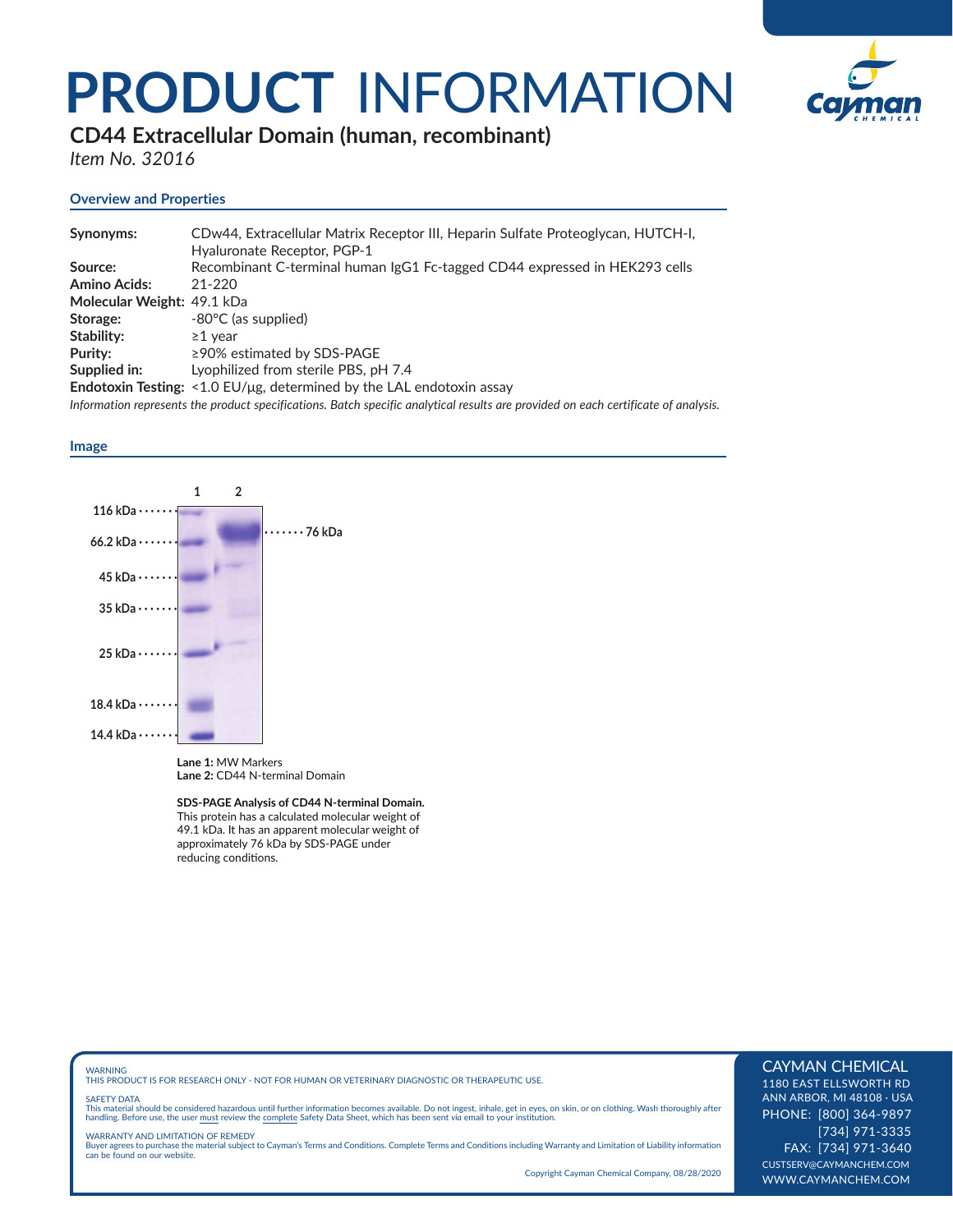# PRODUCT INFORMATION

## CD44 Extracellular Domain (human, recombinant)

*Item No. 32016*

### Overview and Properties

**Synonyms:** CDw44, Extracellular Matrix Receptor III, Heparin Sulfate Proteoglycan, HUTCH-I, Hyaluronate Receptor, PGP-1
**Source:** Recombinant C-terminal human IgG1 Fc-tagged CD44 expressed in HEK293 cells
**Amino Acids:** 21-220
**Molecular Weight:** 49.1 kDa
**Storage:** -80°C (as supplied)
**Stability:** ≥1 year
**Purity:** ≥90% estimated by SDS-PAGE
**Supplied in:** Lyophilized from sterile PBS, pH 7.4
**Endotoxin Testing:** <1.0 EU/µg, determined by the LAL endotoxin assay

*Information represents the product specifications. Batch specific analytical results are provided on each certificate of analysis.*

### Image

1 2

116 kDa
66.2 kDa
45 kDa
35 kDa
25 kDa
18.4 kDa
14.4 kDa

76 kDa

**Lane 1:** MW Markers
**Lane 2:** CD44 N-terminal Domain

**SDS-PAGE Analysis of CD44 N-terminal Domain.** This protein has a calculated molecular weight of 49.1 kDa. It has an apparent molecular weight of approximately 76 kDa by SDS-PAGE under reducing conditions.

WARNING
THIS PRODUCT IS FOR RESEARCH ONLY - NOT FOR HUMAN OR VETERINARY DIAGNOSTIC OR THERAPEUTIC USE.

SAFETY DATA
This material should be considered hazardous until further information becomes available. Do not ingest, inhale, get in eyes, on skin, or on clothing. Wash thoroughly after handling. Before use, the user must review the complete Safety Data Sheet, which has been sent *via* email to your institution.

WARRANTY AND LIMITATION OF REMEDY
Buyer agrees to purchase the material subject to Cayman's Terms and Conditions. Complete Terms and Conditions including Warranty and Limitation of Liability information can be found on our website.

Copyright Cayman Chemical Company, 08/28/2020

CAYMAN CHEMICAL
1180 EAST ELLSWORTH RD
ANN ARBOR, MI 48108 · USA
PHONE: [800] 364-9897
[734] 971-3335
FAX: [734] 971-3640
CUSTSERV@CAYMANCHEM.COM
WWW.CAYMANCHEM.COM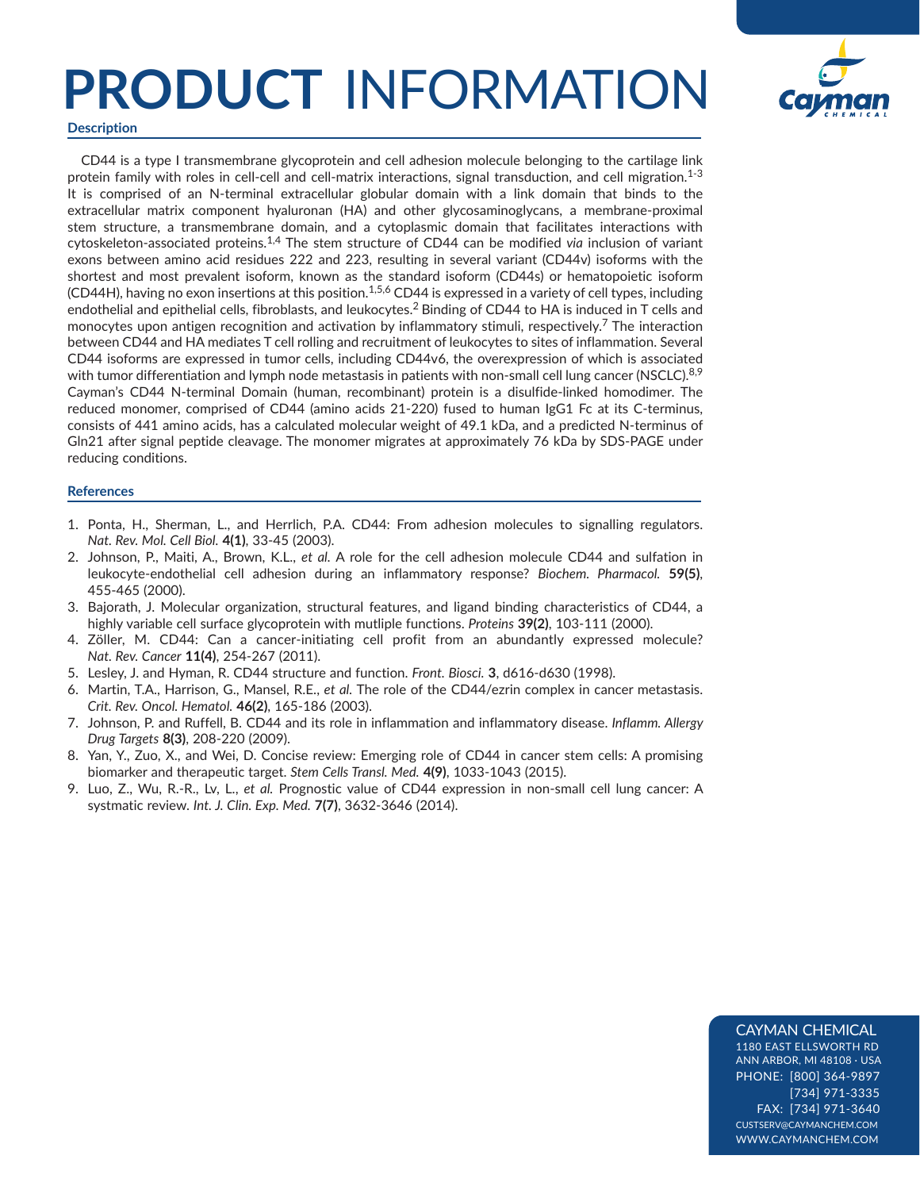# PRODUCT INFORMATION

## Description

CD44 is a type I transmembrane glycoprotein and cell adhesion molecule belonging to the cartilage link protein family with roles in cell-cell and cell-matrix interactions, signal transduction, and cell migration.[1-3] It is comprised of an N-terminal extracellular globular domain with a link domain that binds to the extracellular matrix component hyaluronan (HA) and other glycosaminoglycans, a membrane-proximal stem structure, a transmembrane domain, and a cytoplasmic domain that facilitates interactions with cytoskeleton-associated proteins.[1,4] The stem structure of CD44 can be modified *via* inclusion of variant exons between amino acid residues 222 and 223, resulting in several variant (CD44v) isoforms with the shortest and most prevalent isoform, known as the standard isoform (CD44s) or hematopoietic isoform (CD44H), having no exon insertions at this position.[1,5,6] CD44 is expressed in a variety of cell types, including endothelial and epithelial cells, fibroblasts, and leukocytes.[2] Binding of CD44 to HA is induced in T cells and monocytes upon antigen recognition and activation by inflammatory stimuli, respectively.[7] The interaction between CD44 and HA mediates T cell rolling and recruitment of leukocytes to sites of inflammation. Several CD44 isoforms are expressed in tumor cells, including CD44v6, the overexpression of which is associated with tumor differentiation and lymph node metastasis in patients with non-small cell lung cancer (NSCLC).[8,9] Cayman's CD44 N-terminal Domain (human, recombinant) protein is a disulfide-linked homodimer. The reduced monomer, comprised of CD44 (amino acids 21-220) fused to human IgG1 Fc at its C-terminus, consists of 441 amino acids, has a calculated molecular weight of 49.1 kDa, and a predicted N-terminus of Gln21 after signal peptide cleavage. The monomer migrates at approximately 76 kDa by SDS-PAGE under reducing conditions.

## References

1. Ponta, H., Sherman, L., and Herrlich, P.A. CD44: From adhesion molecules to signalling regulators. *Nat. Rev. Mol. Cell Biol.* **4(1)**, 33-45 (2003).
2. Johnson, P., Maiti, A., Brown, K.L., *et al.* A role for the cell adhesion molecule CD44 and sulfation in leukocyte-endothelial cell adhesion during an inflammatory response? *Biochem. Pharmacol.* **59(5)**, 455-465 (2000).
3. Bajorath, J. Molecular organization, structural features, and ligand binding characteristics of CD44, a highly variable cell surface glycoprotein with mutliple functions. *Proteins* **39(2)**, 103-111 (2000).
4. Zöller, M. CD44: Can a cancer-initiating cell profit from an abundantly expressed molecule? *Nat. Rev. Cancer* **11(4)**, 254-267 (2011).
5. Lesley, J. and Hyman, R. CD44 structure and function. *Front. Biosci.* **3**, d616-d630 (1998).
6. Martin, T.A., Harrison, G., Mansel, R.E., *et al.* The role of the CD44/ezrin complex in cancer metastasis. *Crit. Rev. Oncol. Hematol.* **46(2)**, 165-186 (2003).
7. Johnson, P. and Ruffell, B. CD44 and its role in inflammation and inflammatory disease. *Inflamm. Allergy Drug Targets* **8(3)**, 208-220 (2009).
8. Yan, Y., Zuo, X., and Wei, D. Concise review: Emerging role of CD44 in cancer stem cells: A promising biomarker and therapeutic target. *Stem Cells Transl. Med.* **4(9)**, 1033-1043 (2015).
9. Luo, Z., Wu, R.-R., Lv, L., *et al.* Prognostic value of CD44 expression in non-small cell lung cancer: A systmatic review. *Int. J. Clin. Exp. Med.* **7(7)**, 3632-3646 (2014).

CAYMAN CHEMICAL
1180 EAST ELLSWORTH RD
ANN ARBOR, MI 48108 · USA
PHONE: [800] 364-9897
[734] 971-3335
FAX: [734] 971-3640
CUSTSERV@CAYMANCHEM.COM
WWW.CAYMANCHEM.COM